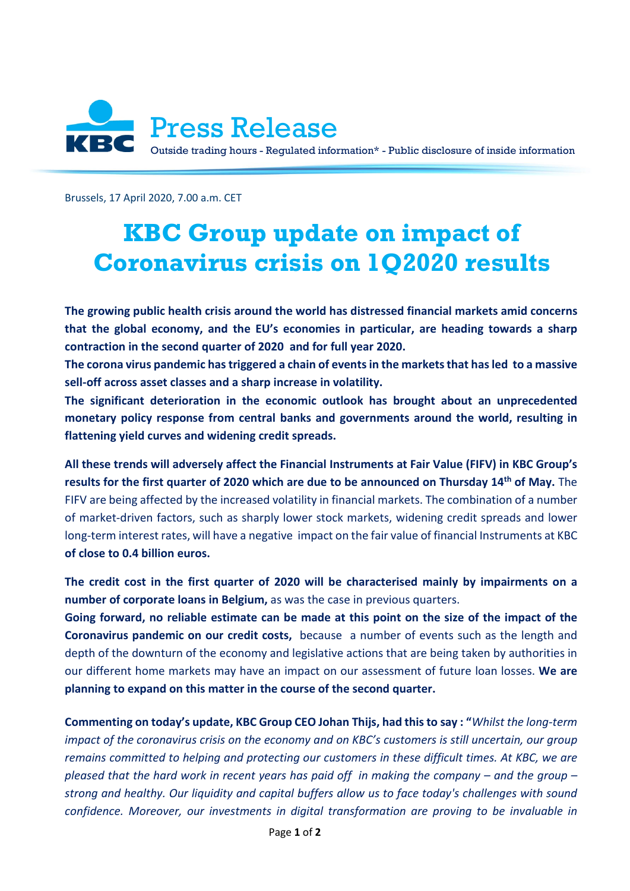Press Release

Outside trading hours - Regulated information* - Public disclosure of inside information

Brussels, 17 April 2020, 7.00 a.m. CET

# KBC Group update on impact of Coronavirus crisis on 1Q2020 results

**The growing public health crisis around the world has distressed financial markets amid concerns that the global economy, and the EU's economies in particular, are heading towards a sharp contraction in the second quarter of 2020 and for full year 2020.**

**The corona virus pandemic has triggered a chain of events in the markets that has led to a massive sell-off across asset classes and a sharp increase in volatility.**

**The significant deterioration in the economic outlook has brought about an unprecedented monetary policy response from central banks and governments around the world, resulting in flattening yield curves and widening credit spreads.**

**All these trends will adversely affect the Financial Instruments at Fair Value (FIFV) in KBC Group's results for the first quarter of 2020 which are due to be announced on Thursday 14th of May.** The FIFV are being affected by the increased volatility in financial markets. The combination of a number of market-driven factors, such as sharply lower stock markets, widening credit spreads and lower long-term interest rates, will have a negative impact on the fair value of financial Instruments at KBC **of close to 0.4 billion euros.**

**The credit cost in the first quarter of 2020 will be characterised mainly by impairments on a number of corporate loans in Belgium,** as was the case in previous quarters.

**Going forward, no reliable estimate can be made at this point on the size of the impact of the Coronavirus pandemic on our credit costs,** because a number of events such as the length and depth of the downturn of the economy and legislative actions that are being taken by authorities in our different home markets may have an impact on our assessment of future loan losses. **We are planning to expand on this matter in the course of the second quarter.**

**Commenting on today's update, KBC Group CEO Johan Thijs, had this to say : "***Whilst the long-term impact of the coronavirus crisis on the economy and on KBC's customers is still uncertain, our group remains committed to helping and protecting our customers in these difficult times. At KBC, we are pleased that the hard work in recent years has paid off in making the company – and the group – strong and healthy. Our liquidity and capital buffers allow us to face today's challenges with sound confidence. Moreover, our investments in digital transformation are proving to be invaluable in*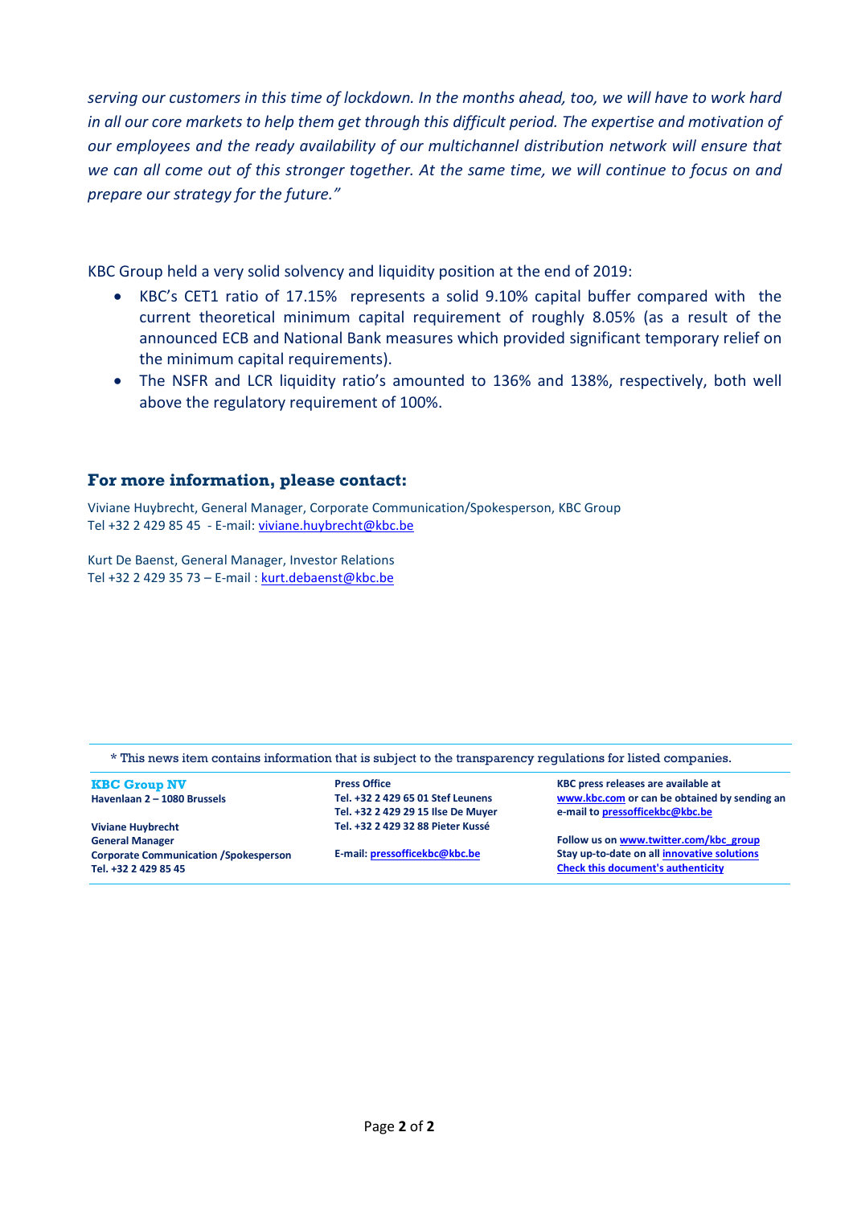*serving our customers in this time of lockdown. In the months ahead, too, we will have to work hard in all our core markets to help them get through this difficult period. The expertise and motivation of our employees and the ready availability of our multichannel distribution network will ensure that we can all come out of this stronger together. At the same time, we will continue to focus on and prepare our strategy for the future."*

KBC Group held a very solid solvency and liquidity position at the end of 2019:

- KBC's CET1 ratio of 17.15% represents a solid 9.10% capital buffer compared with the current theoretical minimum capital requirement of roughly 8.05% (as a result of the announced ECB and National Bank measures which provided significant temporary relief on the minimum capital requirements).
- The NSFR and LCR liquidity ratio's amounted to 136% and 138%, respectively, both well above the regulatory requirement of 100%.

## For more information, please contact:

Viviane Huybrecht, General Manager, Corporate Communication/Spokesperson, KBC Group
Tel +32 2 429 85 45 - E-mail: viviane.huybrecht@kbc.be

Kurt De Baenst, General Manager, Investor Relations
Tel +32 2 429 35 73 – E-mail : kurt.debaenst@kbc.be

* This news item contains information that is subject to the transparency regulations for listed companies.

**KBC Group NV**
**Havenlaan 2 – 1080 Brussels**

**Viviane Huybrecht**
**General Manager**
**Corporate Communication /Spokesperson**
**Tel. +32 2 429 85 45**

**Press Office**
**Tel. +32 2 429 65 01 Stef Leunens**
**Tel. +32 2 429 29 15 Ilse De Muyer**
**Tel. +32 2 429 32 88 Pieter Kussé**

**E-mail: pressofficekbc@kbc.be**

**KBC press releases are available at www.kbc.com or can be obtained by sending an e-mail to pressofficekbc@kbc.be**

**Follow us on www.twitter.com/kbc_group**
**Stay up-to-date on all innovative solutions**
**Check this document's authenticity**